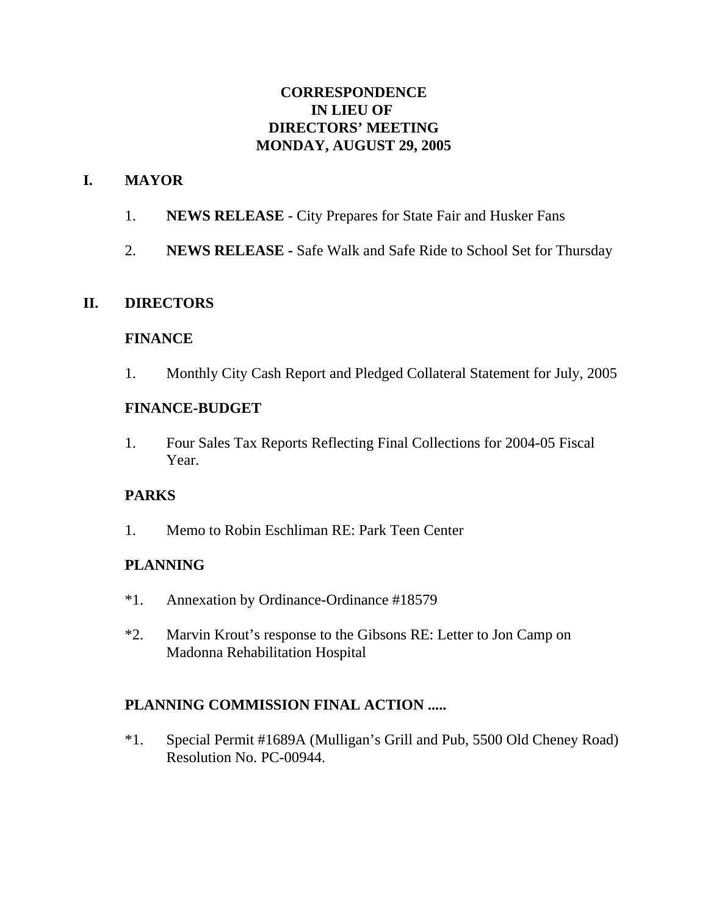# CORRESPONDENCE
# IN LIEU OF
# DIRECTORS' MEETING
# MONDAY, AUGUST 29, 2005

## I. MAYOR

1. **NEWS RELEASE** - City Prepares for State Fair and Husker Fans

2. **NEWS RELEASE** - Safe Walk and Safe Ride to School Set for Thursday

## II. DIRECTORS

### FINANCE

1. Monthly City Cash Report and Pledged Collateral Statement for July, 2005

### FINANCE-BUDGET

1. Four Sales Tax Reports Reflecting Final Collections for 2004-05 Fiscal Year.

### PARKS

1. Memo to Robin Eschliman RE: Park Teen Center

### PLANNING

*1. Annexation by Ordinance-Ordinance #18579

*2. Marvin Krout's response to the Gibsons RE: Letter to Jon Camp on Madonna Rehabilitation Hospital

### PLANNING COMMISSION FINAL ACTION .....

*1. Special Permit #1689A (Mulligan's Grill and Pub, 5500 Old Cheney Road) Resolution No. PC-00944.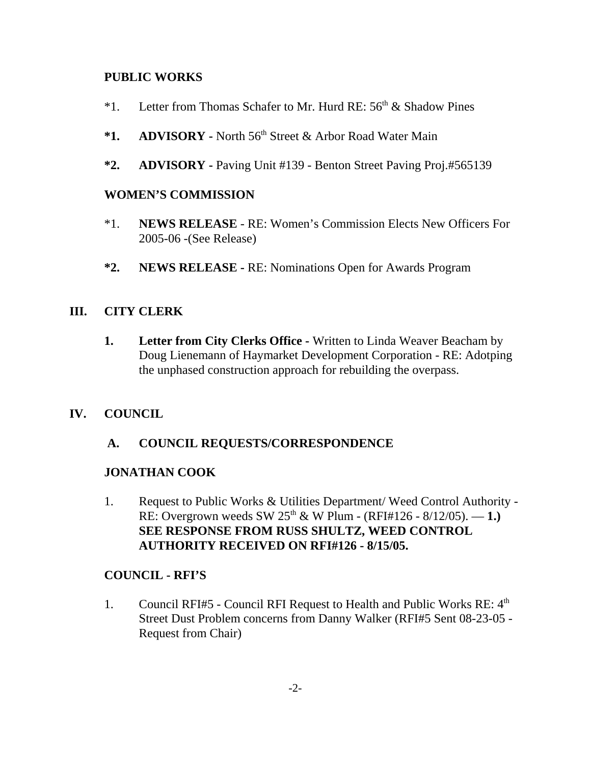**PUBLIC WORKS**

*1. Letter from Thomas Schafer to Mr. Hurd RE: 56th & Shadow Pines

**\*1. ADVISORY -** North 56th Street & Arbor Road Water Main

**\*2. ADVISORY -** Paving Unit #139 - Benton Street Paving Proj.#565139

**WOMEN'S COMMISSION**

*1. **NEWS RELEASE** - RE: Women's Commission Elects New Officers For 2005-06 -(See Release)

**\*2. NEWS RELEASE -** RE: Nominations Open for Awards Program

## III. CITY CLERK

**1. Letter from City Clerks Office -** Written to Linda Weaver Beacham by Doug Lienemann of Haymarket Development Corporation - RE: Adotping the unphased construction approach for rebuilding the overpass.

## IV. COUNCIL

### A. COUNCIL REQUESTS/CORRESPONDENCE

**JONATHAN COOK**

1. Request to Public Works & Utilities Department/ Weed Control Authority - RE: Overgrown weeds SW 25th & W Plum - (RFI#126 - 8/12/05). — **1.) SEE RESPONSE FROM RUSS SHULTZ, WEED CONTROL AUTHORITY RECEIVED ON RFI#126 - 8/15/05.**

**COUNCIL - RFI'S**

1. Council RFI#5 - Council RFI Request to Health and Public Works RE: 4th Street Dust Problem concerns from Danny Walker (RFI#5 Sent 08-23-05 - Request from Chair)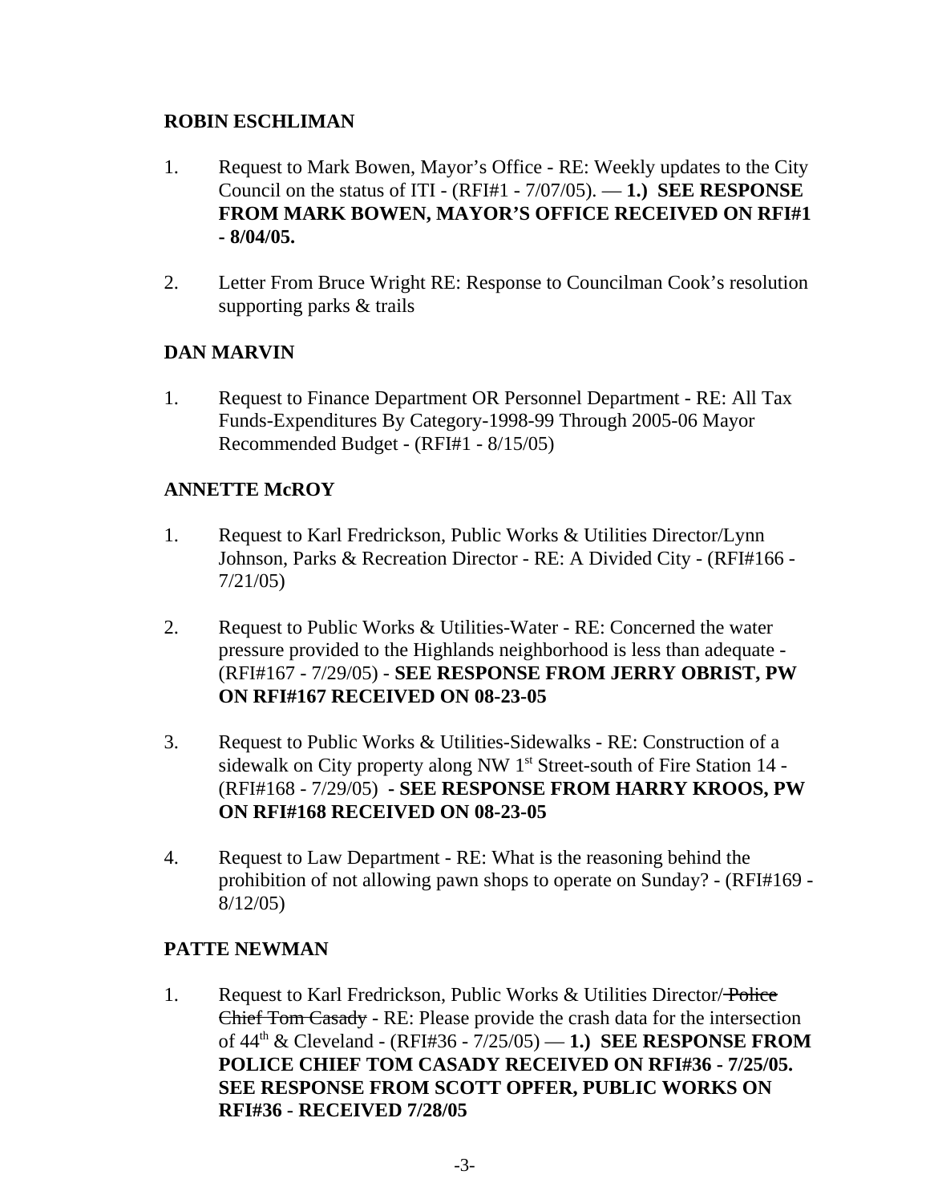**ROBIN ESCHLIMAN**

1. Request to Mark Bowen, Mayor's Office - RE: Weekly updates to the City Council on the status of ITI - (RFI#1 - 7/07/05). — **1.) SEE RESPONSE FROM MARK BOWEN, MAYOR'S OFFICE RECEIVED ON RFI#1 - 8/04/05.**

2. Letter From Bruce Wright RE: Response to Councilman Cook's resolution supporting parks & trails

**DAN MARVIN**

1. Request to Finance Department OR Personnel Department - RE: All Tax Funds-Expenditures By Category-1998-99 Through 2005-06 Mayor Recommended Budget - (RFI#1 - 8/15/05)

**ANNETTE McROY**

1. Request to Karl Fredrickson, Public Works & Utilities Director/Lynn Johnson, Parks & Recreation Director - RE: A Divided City - (RFI#166 - 7/21/05)

2. Request to Public Works & Utilities-Water - RE: Concerned the water pressure provided to the Highlands neighborhood is less than adequate - (RFI#167 - 7/29/05) - **SEE RESPONSE FROM JERRY OBRIST, PW ON RFI#167 RECEIVED ON 08-23-05**

3. Request to Public Works & Utilities-Sidewalks - RE: Construction of a sidewalk on City property along NW 1st Street-south of Fire Station 14 - (RFI#168 - 7/29/05) - **SEE RESPONSE FROM HARRY KROOS, PW ON RFI#168 RECEIVED ON 08-23-05**

4. Request to Law Department - RE: What is the reasoning behind the prohibition of not allowing pawn shops to operate on Sunday? - (RFI#169 - 8/12/05)

**PATTE NEWMAN**

1. Request to Karl Fredrickson, Public Works & Utilities Director/~~Police Chief Tom Casady~~ - RE: Please provide the crash data for the intersection of 44th & Cleveland - (RFI#36 - 7/25/05) — **1.) SEE RESPONSE FROM POLICE CHIEF TOM CASADY RECEIVED ON RFI#36 - 7/25/05. SEE RESPONSE FROM SCOTT OPFER, PUBLIC WORKS ON RFI#36 - RECEIVED 7/28/05**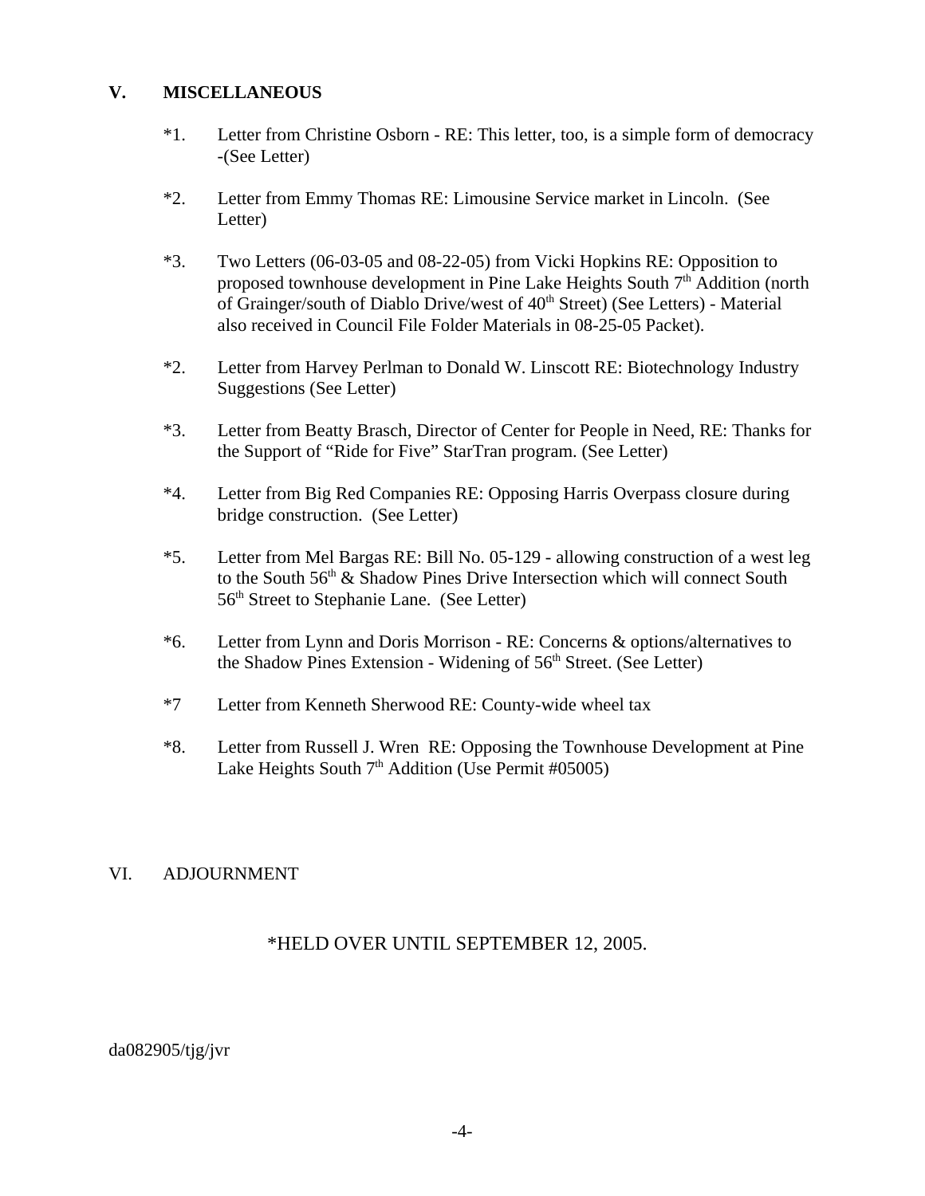## V. MISCELLANEOUS

*1. Letter from Christine Osborn - RE: This letter, too, is a simple form of democracy -(See Letter)

*2. Letter from Emmy Thomas RE: Limousine Service market in Lincoln. (See Letter)

*3. Two Letters (06-03-05 and 08-22-05) from Vicki Hopkins RE: Opposition to proposed townhouse development in Pine Lake Heights South 7th Addition (north of Grainger/south of Diablo Drive/west of 40th Street) (See Letters) - Material also received in Council File Folder Materials in 08-25-05 Packet).

*2. Letter from Harvey Perlman to Donald W. Linscott RE: Biotechnology Industry Suggestions (See Letter)

*3. Letter from Beatty Brasch, Director of Center for People in Need, RE: Thanks for the Support of "Ride for Five" StarTran program. (See Letter)

*4. Letter from Big Red Companies RE: Opposing Harris Overpass closure during bridge construction. (See Letter)

*5. Letter from Mel Bargas RE: Bill No. 05-129 - allowing construction of a west leg to the South 56th & Shadow Pines Drive Intersection which will connect South 56th Street to Stephanie Lane. (See Letter)

*6. Letter from Lynn and Doris Morrison - RE: Concerns & options/alternatives to the Shadow Pines Extension - Widening of 56th Street. (See Letter)

*7 Letter from Kenneth Sherwood RE: County-wide wheel tax

*8. Letter from Russell J. Wren RE: Opposing the Townhouse Development at Pine Lake Heights South 7th Addition (Use Permit #05005)

## VI. ADJOURNMENT

*HELD OVER UNTIL SEPTEMBER 12, 2005.

da082905/tjg/jvr